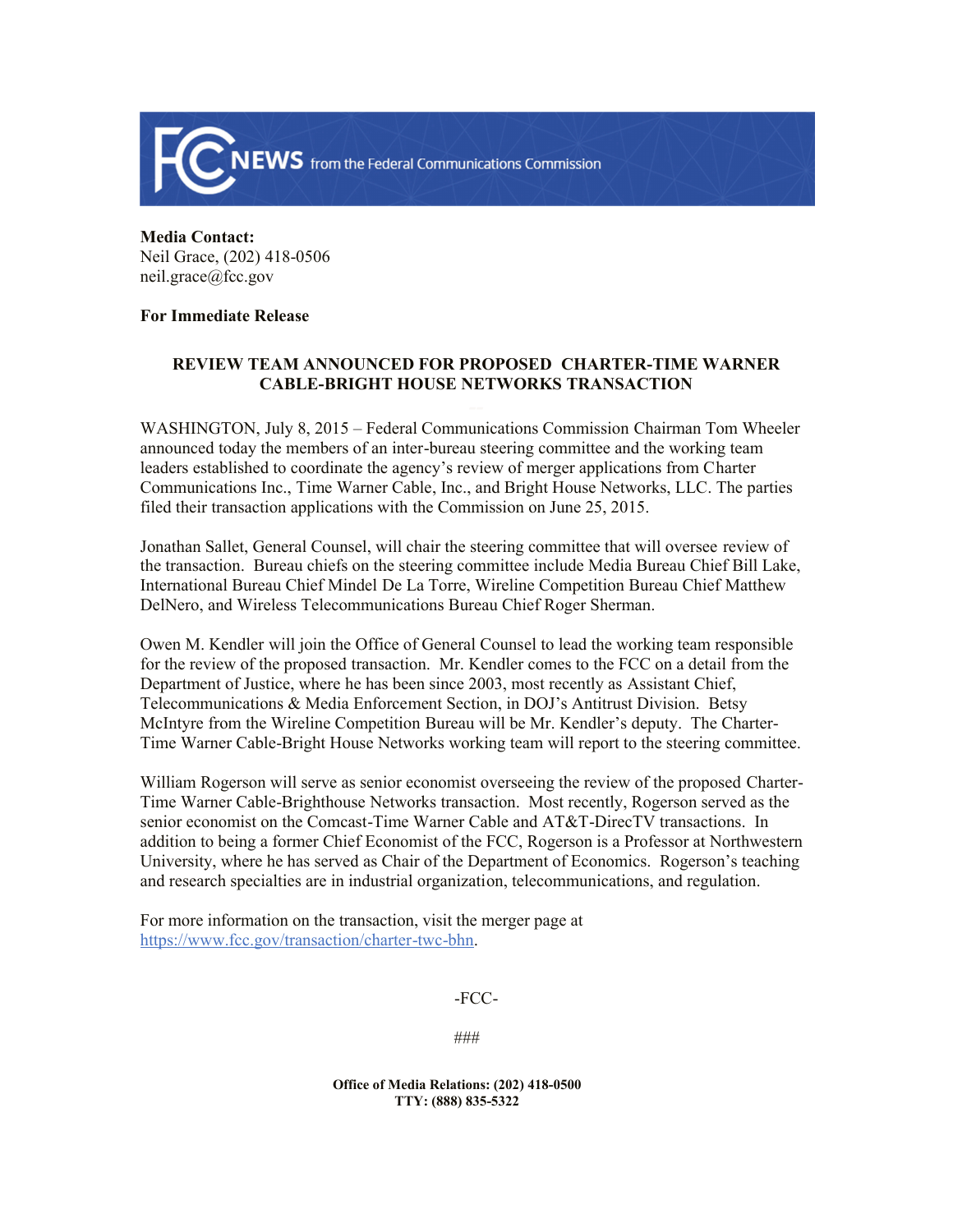**NEWS** from the Federal Communications Commission

**Media Contact:**
Neil Grace, (202) 418-0506
neil.grace@fcc.gov

**For Immediate Release**

**REVIEW TEAM ANNOUNCED FOR PROPOSED CHARTER-TIME WARNER CABLE-BRIGHT HOUSE NETWORKS TRANSACTION**

WASHINGTON, July 8, 2015 – Federal Communications Commission Chairman Tom Wheeler announced today the members of an inter-bureau steering committee and the working team leaders established to coordinate the agency's review of merger applications from Charter Communications Inc., Time Warner Cable, Inc., and Bright House Networks, LLC. The parties filed their transaction applications with the Commission on June 25, 2015.

Jonathan Sallet, General Counsel, will chair the steering committee that will oversee review of the transaction. Bureau chiefs on the steering committee include Media Bureau Chief Bill Lake, International Bureau Chief Mindel De La Torre, Wireline Competition Bureau Chief Matthew DelNero, and Wireless Telecommunications Bureau Chief Roger Sherman.

Owen M. Kendler will join the Office of General Counsel to lead the working team responsible for the review of the proposed transaction. Mr. Kendler comes to the FCC on a detail from the Department of Justice, where he has been since 2003, most recently as Assistant Chief, Telecommunications & Media Enforcement Section, in DOJ's Antitrust Division. Betsy McIntyre from the Wireline Competition Bureau will be Mr. Kendler's deputy. The Charter-Time Warner Cable-Bright House Networks working team will report to the steering committee.

William Rogerson will serve as senior economist overseeing the review of the proposed Charter-Time Warner Cable-Brighthouse Networks transaction. Most recently, Rogerson served as the senior economist on the Comcast-Time Warner Cable and AT&T-DirecTV transactions. In addition to being a former Chief Economist of the FCC, Rogerson is a Professor at Northwestern University, where he has served as Chair of the Department of Economics. Rogerson's teaching and research specialties are in industrial organization, telecommunications, and regulation.

For more information on the transaction, visit the merger page at https://www.fcc.gov/transaction/charter-twc-bhn.

-FCC-

###

**Office of Media Relations: (202) 418-0500**
**TTY: (888) 835-5322**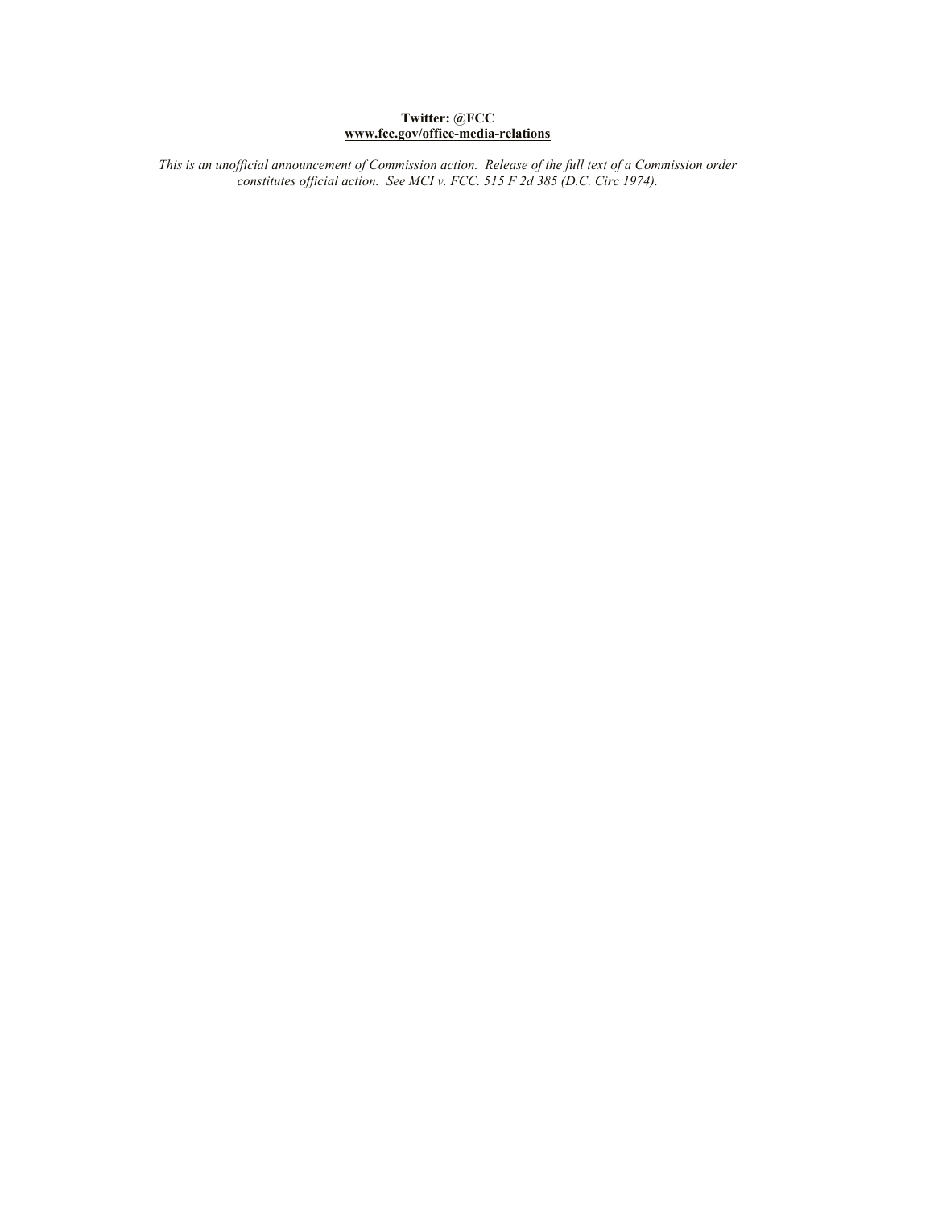**Twitter: @FCC**
**www.fcc.gov/office-media-relations**

*This is an unofficial announcement of Commission action. Release of the full text of a Commission order constitutes official action. See MCI v. FCC. 515 F 2d 385 (D.C. Circ 1974).*